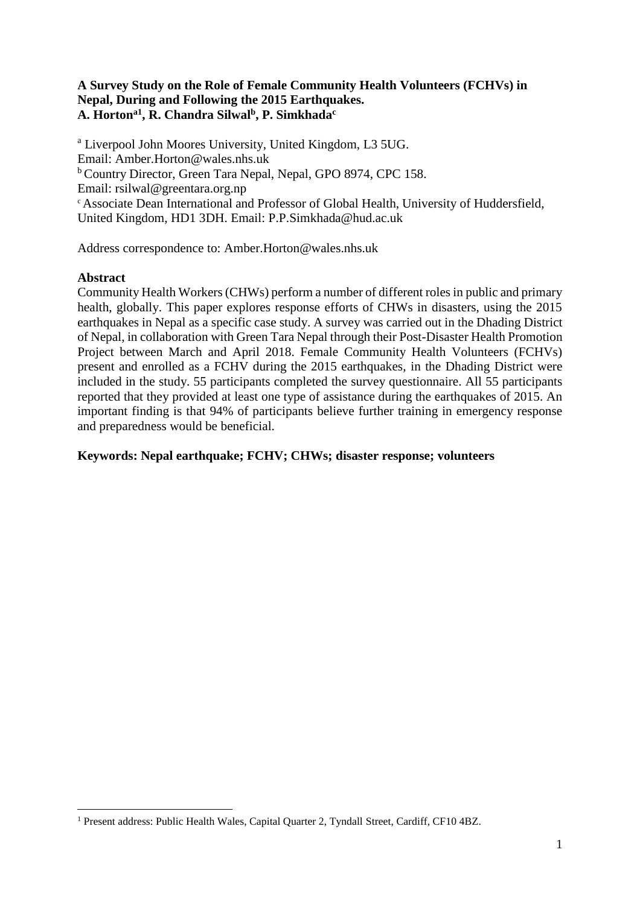**A Survey Study on the Role of Female Community Health Volunteers (FCHVs) in Nepal, During and Following the 2015 Earthquakes.**
**A. Horton[a1], R. Chandra Silwal[b], P. Simkhada[c]**

[a] Liverpool John Moores University, United Kingdom, L3 5UG.
Email: Amber.Horton@wales.nhs.uk
[b] Country Director, Green Tara Nepal, Nepal, GPO 8974, CPC 158.
Email: rsilwal@greentara.org.np
[c] Associate Dean International and Professor of Global Health, University of Huddersfield, United Kingdom, HD1 3DH. Email: P.P.Simkhada@hud.ac.uk

Address correspondence to: Amber.Horton@wales.nhs.uk

**Abstract**

Community Health Workers (CHWs) perform a number of different roles in public and primary health, globally. This paper explores response efforts of CHWs in disasters, using the 2015 earthquakes in Nepal as a specific case study. A survey was carried out in the Dhading District of Nepal, in collaboration with Green Tara Nepal through their Post-Disaster Health Promotion Project between March and April 2018. Female Community Health Volunteers (FCHVs) present and enrolled as a FCHV during the 2015 earthquakes, in the Dhading District were included in the study. 55 participants completed the survey questionnaire. All 55 participants reported that they provided at least one type of assistance during the earthquakes of 2015. An important finding is that 94% of participants believe further training in emergency response and preparedness would be beneficial.

**Keywords: Nepal earthquake; FCHV; CHWs; disaster response; volunteers**

[1] Present address: Public Health Wales, Capital Quarter 2, Tyndall Street, Cardiff, CF10 4BZ.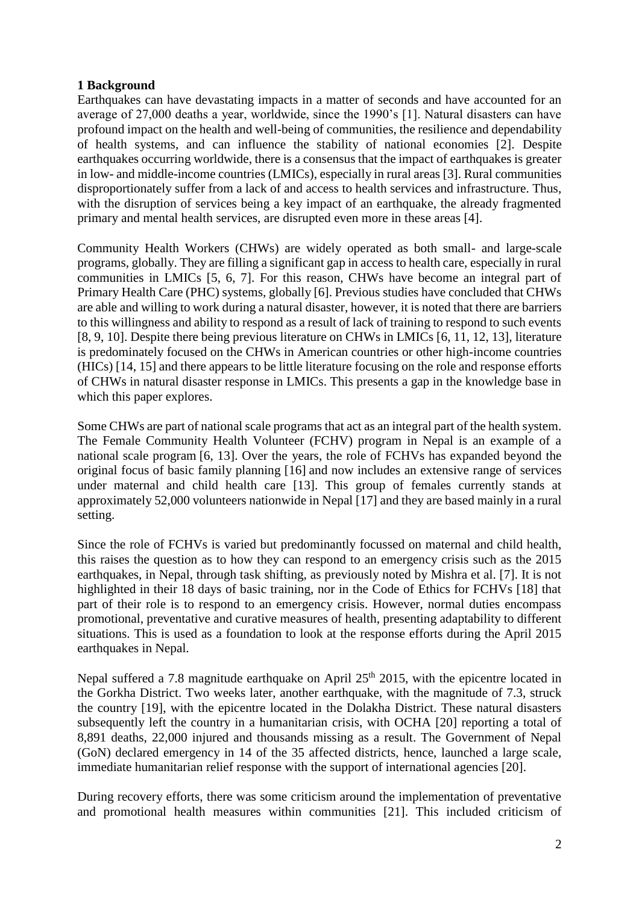## 1 Background

Earthquakes can have devastating impacts in a matter of seconds and have accounted for an average of 27,000 deaths a year, worldwide, since the 1990's [1]. Natural disasters can have profound impact on the health and well-being of communities, the resilience and dependability of health systems, and can influence the stability of national economies [2]. Despite earthquakes occurring worldwide, there is a consensus that the impact of earthquakes is greater in low- and middle-income countries (LMICs), especially in rural areas [3]. Rural communities disproportionately suffer from a lack of and access to health services and infrastructure. Thus, with the disruption of services being a key impact of an earthquake, the already fragmented primary and mental health services, are disrupted even more in these areas [4].

Community Health Workers (CHWs) are widely operated as both small- and large-scale programs, globally. They are filling a significant gap in access to health care, especially in rural communities in LMICs [5, 6, 7]. For this reason, CHWs have become an integral part of Primary Health Care (PHC) systems, globally [6]. Previous studies have concluded that CHWs are able and willing to work during a natural disaster, however, it is noted that there are barriers to this willingness and ability to respond as a result of lack of training to respond to such events [8, 9, 10]. Despite there being previous literature on CHWs in LMICs [6, 11, 12, 13], literature is predominately focused on the CHWs in American countries or other high-income countries (HICs) [14, 15] and there appears to be little literature focusing on the role and response efforts of CHWs in natural disaster response in LMICs. This presents a gap in the knowledge base in which this paper explores.

Some CHWs are part of national scale programs that act as an integral part of the health system. The Female Community Health Volunteer (FCHV) program in Nepal is an example of a national scale program [6, 13]. Over the years, the role of FCHVs has expanded beyond the original focus of basic family planning [16] and now includes an extensive range of services under maternal and child health care [13]. This group of females currently stands at approximately 52,000 volunteers nationwide in Nepal [17] and they are based mainly in a rural setting.

Since the role of FCHVs is varied but predominantly focussed on maternal and child health, this raises the question as to how they can respond to an emergency crisis such as the 2015 earthquakes, in Nepal, through task shifting, as previously noted by Mishra et al. [7]. It is not highlighted in their 18 days of basic training, nor in the Code of Ethics for FCHVs [18] that part of their role is to respond to an emergency crisis. However, normal duties encompass promotional, preventative and curative measures of health, presenting adaptability to different situations. This is used as a foundation to look at the response efforts during the April 2015 earthquakes in Nepal.

Nepal suffered a 7.8 magnitude earthquake on April 25th 2015, with the epicentre located in the Gorkha District. Two weeks later, another earthquake, with the magnitude of 7.3, struck the country [19], with the epicentre located in the Dolakha District. These natural disasters subsequently left the country in a humanitarian crisis, with OCHA [20] reporting a total of 8,891 deaths, 22,000 injured and thousands missing as a result. The Government of Nepal (GoN) declared emergency in 14 of the 35 affected districts, hence, launched a large scale, immediate humanitarian relief response with the support of international agencies [20].

During recovery efforts, there was some criticism around the implementation of preventative and promotional health measures within communities [21]. This included criticism of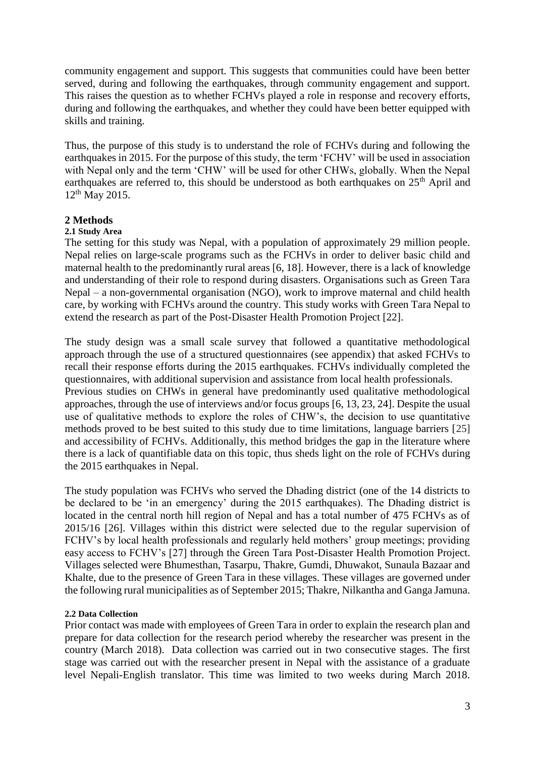community engagement and support. This suggests that communities could have been better served, during and following the earthquakes, through community engagement and support. This raises the question as to whether FCHVs played a role in response and recovery efforts, during and following the earthquakes, and whether they could have been better equipped with skills and training.

Thus, the purpose of this study is to understand the role of FCHVs during and following the earthquakes in 2015. For the purpose of this study, the term 'FCHV' will be used in association with Nepal only and the term 'CHW' will be used for other CHWs, globally. When the Nepal earthquakes are referred to, this should be understood as both earthquakes on 25th April and 12th May 2015.

## 2 Methods

### 2.1 Study Area

The setting for this study was Nepal, with a population of approximately 29 million people. Nepal relies on large-scale programs such as the FCHVs in order to deliver basic child and maternal health to the predominantly rural areas [6, 18]. However, there is a lack of knowledge and understanding of their role to respond during disasters. Organisations such as Green Tara Nepal – a non-governmental organisation (NGO), work to improve maternal and child health care, by working with FCHVs around the country. This study works with Green Tara Nepal to extend the research as part of the Post-Disaster Health Promotion Project [22].

The study design was a small scale survey that followed a quantitative methodological approach through the use of a structured questionnaires (see appendix) that asked FCHVs to recall their response efforts during the 2015 earthquakes. FCHVs individually completed the questionnaires, with additional supervision and assistance from local health professionals.
Previous studies on CHWs in general have predominantly used qualitative methodological approaches, through the use of interviews and/or focus groups [6, 13, 23, 24]. Despite the usual use of qualitative methods to explore the roles of CHW's, the decision to use quantitative methods proved to be best suited to this study due to time limitations, language barriers [25] and accessibility of FCHVs. Additionally, this method bridges the gap in the literature where there is a lack of quantifiable data on this topic, thus sheds light on the role of FCHVs during the 2015 earthquakes in Nepal.

The study population was FCHVs who served the Dhading district (one of the 14 districts to be declared to be 'in an emergency' during the 2015 earthquakes). The Dhading district is located in the central north hill region of Nepal and has a total number of 475 FCHVs as of 2015/16 [26]. Villages within this district were selected due to the regular supervision of FCHV's by local health professionals and regularly held mothers' group meetings; providing easy access to FCHV's [27] through the Green Tara Post-Disaster Health Promotion Project. Villages selected were Bhumesthan, Tasarpu, Thakre, Gumdi, Dhuwakot, Sunaula Bazaar and Khalte, due to the presence of Green Tara in these villages. These villages are governed under the following rural municipalities as of September 2015; Thakre, Nilkantha and Ganga Jamuna.

### 2.2 Data Collection

Prior contact was made with employees of Green Tara in order to explain the research plan and prepare for data collection for the research period whereby the researcher was present in the country (March 2018). Data collection was carried out in two consecutive stages. The first stage was carried out with the researcher present in Nepal with the assistance of a graduate level Nepali-English translator. This time was limited to two weeks during March 2018.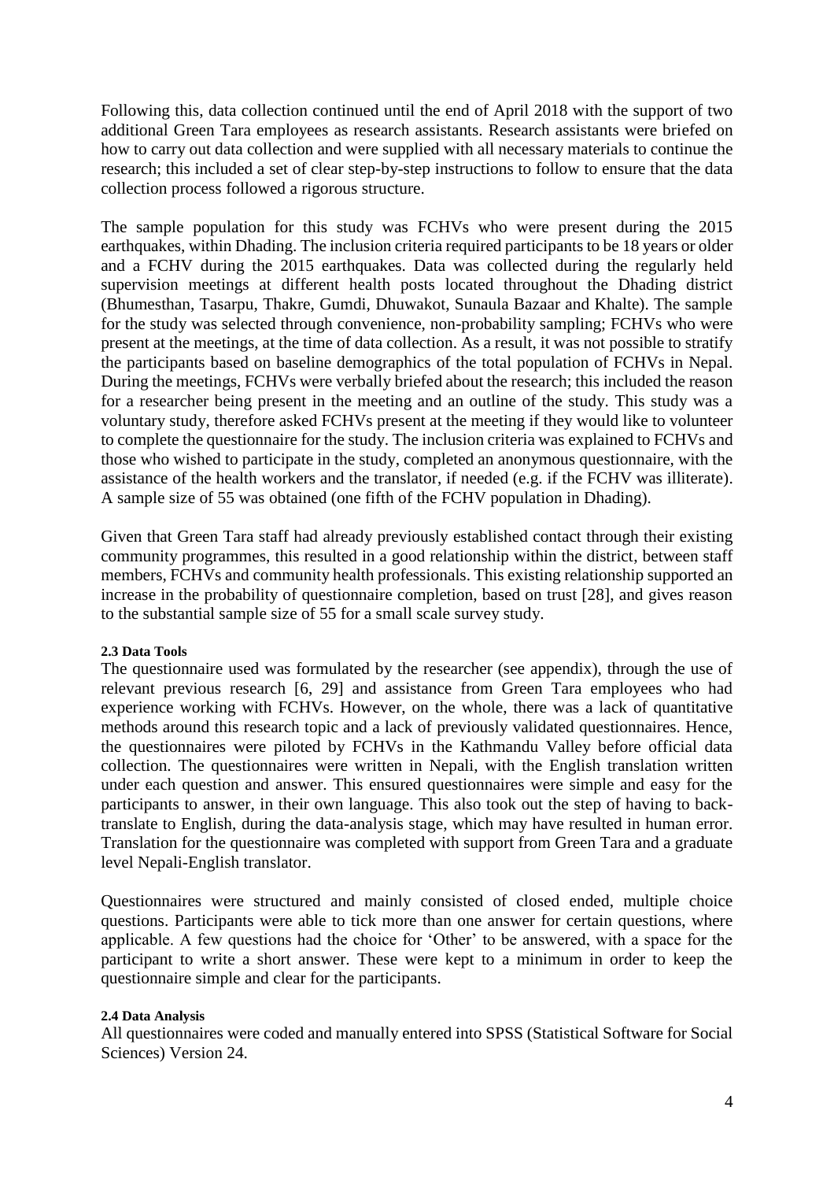Following this, data collection continued until the end of April 2018 with the support of two additional Green Tara employees as research assistants. Research assistants were briefed on how to carry out data collection and were supplied with all necessary materials to continue the research; this included a set of clear step-by-step instructions to follow to ensure that the data collection process followed a rigorous structure.

The sample population for this study was FCHVs who were present during the 2015 earthquakes, within Dhading. The inclusion criteria required participants to be 18 years or older and a FCHV during the 2015 earthquakes. Data was collected during the regularly held supervision meetings at different health posts located throughout the Dhading district (Bhumesthan, Tasarpu, Thakre, Gumdi, Dhuwakot, Sunaula Bazaar and Khalte). The sample for the study was selected through convenience, non-probability sampling; FCHVs who were present at the meetings, at the time of data collection. As a result, it was not possible to stratify the participants based on baseline demographics of the total population of FCHVs in Nepal. During the meetings, FCHVs were verbally briefed about the research; this included the reason for a researcher being present in the meeting and an outline of the study. This study was a voluntary study, therefore asked FCHVs present at the meeting if they would like to volunteer to complete the questionnaire for the study. The inclusion criteria was explained to FCHVs and those who wished to participate in the study, completed an anonymous questionnaire, with the assistance of the health workers and the translator, if needed (e.g. if the FCHV was illiterate). A sample size of 55 was obtained (one fifth of the FCHV population in Dhading).

Given that Green Tara staff had already previously established contact through their existing community programmes, this resulted in a good relationship within the district, between staff members, FCHVs and community health professionals. This existing relationship supported an increase in the probability of questionnaire completion, based on trust [28], and gives reason to the substantial sample size of 55 for a small scale survey study.

#### 2.3 Data Tools

The questionnaire used was formulated by the researcher (see appendix), through the use of relevant previous research [6, 29] and assistance from Green Tara employees who had experience working with FCHVs. However, on the whole, there was a lack of quantitative methods around this research topic and a lack of previously validated questionnaires. Hence, the questionnaires were piloted by FCHVs in the Kathmandu Valley before official data collection. The questionnaires were written in Nepali, with the English translation written under each question and answer. This ensured questionnaires were simple and easy for the participants to answer, in their own language. This also took out the step of having to back-translate to English, during the data-analysis stage, which may have resulted in human error. Translation for the questionnaire was completed with support from Green Tara and a graduate level Nepali-English translator.

Questionnaires were structured and mainly consisted of closed ended, multiple choice questions. Participants were able to tick more than one answer for certain questions, where applicable. A few questions had the choice for 'Other' to be answered, with a space for the participant to write a short answer. These were kept to a minimum in order to keep the questionnaire simple and clear for the participants.

#### 2.4 Data Analysis

All questionnaires were coded and manually entered into SPSS (Statistical Software for Social Sciences) Version 24.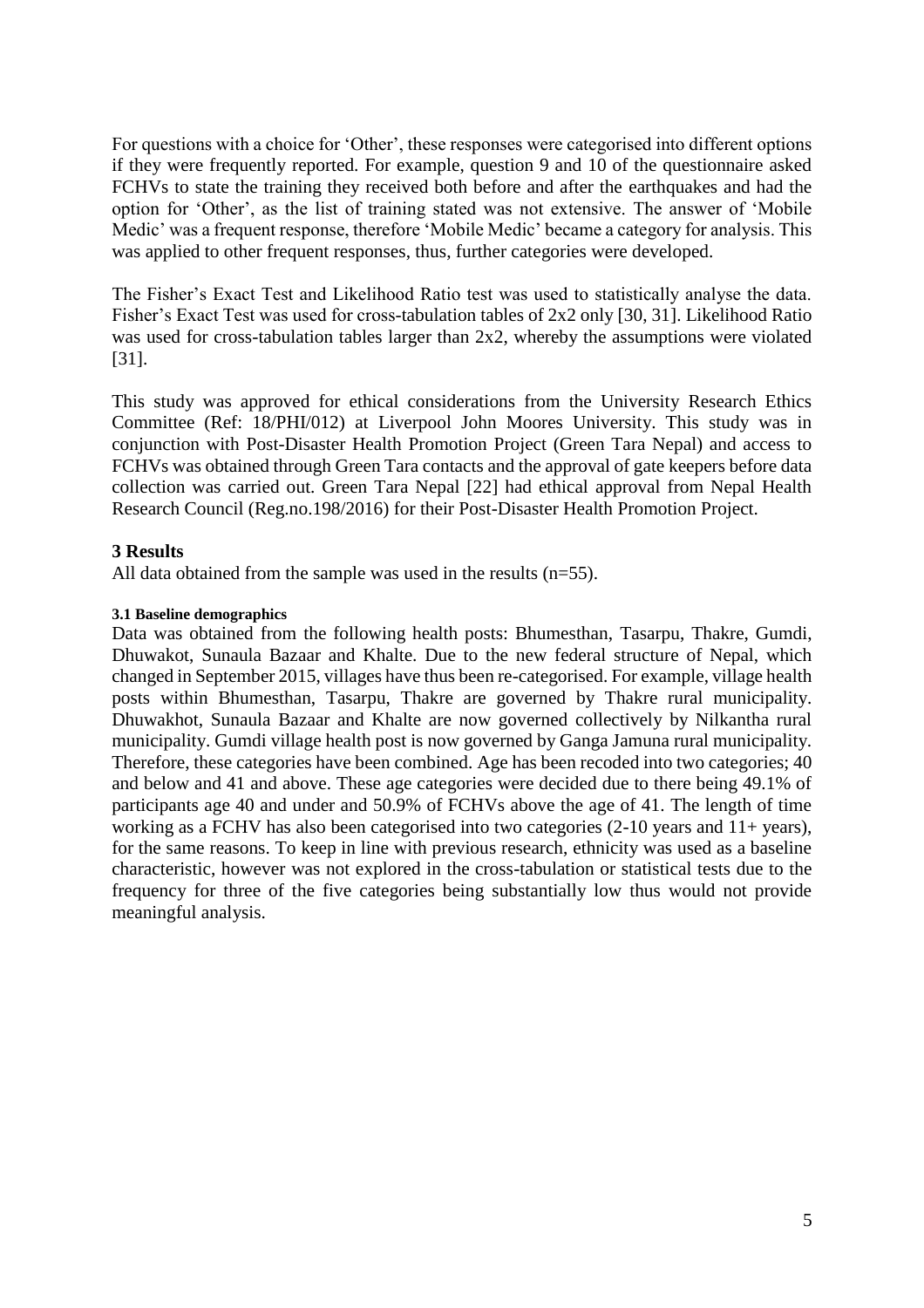For questions with a choice for 'Other', these responses were categorised into different options if they were frequently reported. For example, question 9 and 10 of the questionnaire asked FCHVs to state the training they received both before and after the earthquakes and had the option for 'Other', as the list of training stated was not extensive. The answer of 'Mobile Medic' was a frequent response, therefore 'Mobile Medic' became a category for analysis. This was applied to other frequent responses, thus, further categories were developed.

The Fisher's Exact Test and Likelihood Ratio test was used to statistically analyse the data. Fisher's Exact Test was used for cross-tabulation tables of 2x2 only [30, 31]. Likelihood Ratio was used for cross-tabulation tables larger than 2x2, whereby the assumptions were violated [31].

This study was approved for ethical considerations from the University Research Ethics Committee (Ref: 18/PHI/012) at Liverpool John Moores University. This study was in conjunction with Post-Disaster Health Promotion Project (Green Tara Nepal) and access to FCHVs was obtained through Green Tara contacts and the approval of gate keepers before data collection was carried out. Green Tara Nepal [22] had ethical approval from Nepal Health Research Council (Reg.no.198/2016) for their Post-Disaster Health Promotion Project.

## 3 Results

All data obtained from the sample was used in the results (n=55).

#### 3.1 Baseline demographics

Data was obtained from the following health posts: Bhumesthan, Tasarpu, Thakre, Gumdi, Dhuwakot, Sunaula Bazaar and Khalte. Due to the new federal structure of Nepal, which changed in September 2015, villages have thus been re-categorised. For example, village health posts within Bhumesthan, Tasarpu, Thakre are governed by Thakre rural municipality. Dhuwakhot, Sunaula Bazaar and Khalte are now governed collectively by Nilkantha rural municipality. Gumdi village health post is now governed by Ganga Jamuna rural municipality. Therefore, these categories have been combined. Age has been recoded into two categories; 40 and below and 41 and above. These age categories were decided due to there being 49.1% of participants age 40 and under and 50.9% of FCHVs above the age of 41. The length of time working as a FCHV has also been categorised into two categories (2-10 years and 11+ years), for the same reasons. To keep in line with previous research, ethnicity was used as a baseline characteristic, however was not explored in the cross-tabulation or statistical tests due to the frequency for three of the five categories being substantially low thus would not provide meaningful analysis.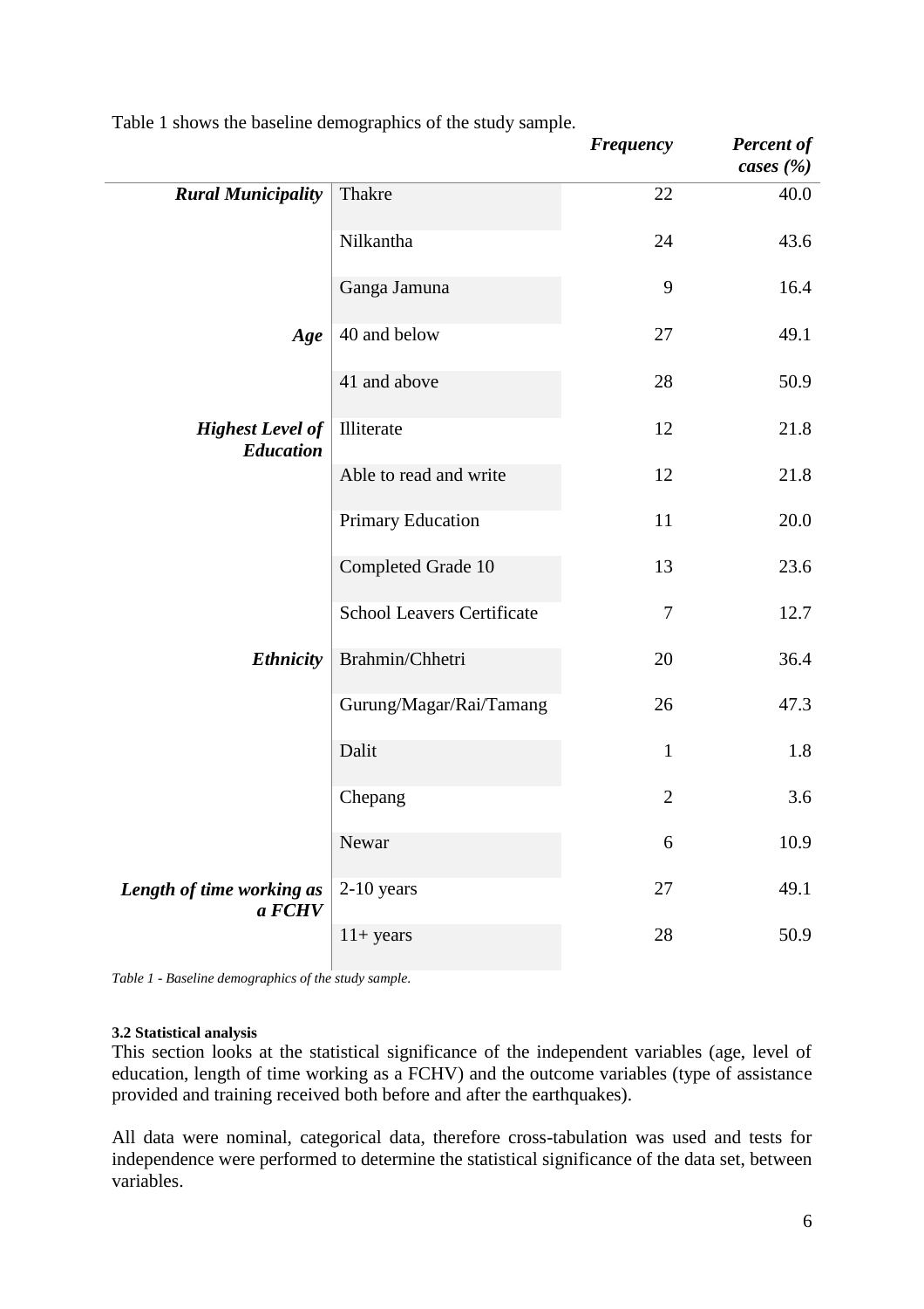Table 1 shows the baseline demographics of the study sample.

| | | *Frequency* | *Percent of cases (%)* |
|---|---|---|---|
| ***Rural Municipality*** | Thakre | 22 | 40.0 |
| | Nilkantha | 24 | 43.6 |
| | Ganga Jamuna | 9 | 16.4 |
| ***Age*** | 40 and below | 27 | 49.1 |
| | 41 and above | 28 | 50.9 |
| ***Highest Level of Education*** | Illiterate | 12 | 21.8 |
| | Able to read and write | 12 | 21.8 |
| | Primary Education | 11 | 20.0 |
| | Completed Grade 10 | 13 | 23.6 |
| | School Leavers Certificate | 7 | 12.7 |
| ***Ethnicity*** | Brahmin/Chhetri | 20 | 36.4 |
| | Gurung/Magar/Rai/Tamang | 26 | 47.3 |
| | Dalit | 1 | 1.8 |
| | Chepang | 2 | 3.6 |
| | Newar | 6 | 10.9 |
| ***Length of time working as a FCHV*** | 2-10 years | 27 | 49.1 |
| | 11+ years | 28 | 50.9 |

*Table 1 - Baseline demographics of the study sample.*

#### 3.2 Statistical analysis

This section looks at the statistical significance of the independent variables (age, level of education, length of time working as a FCHV) and the outcome variables (type of assistance provided and training received both before and after the earthquakes).

All data were nominal, categorical data, therefore cross-tabulation was used and tests for independence were performed to determine the statistical significance of the data set, between variables.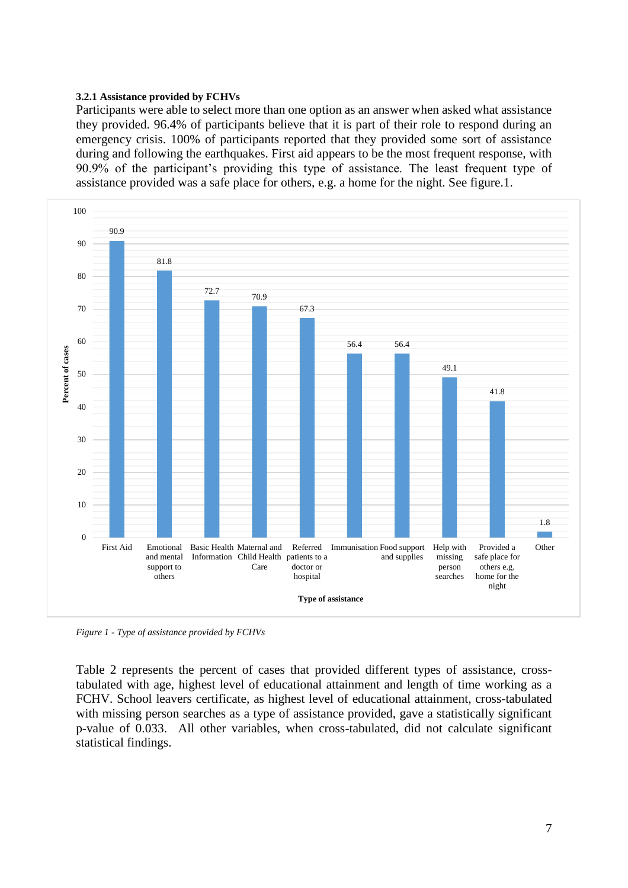### 3.2.1 Assistance provided by FCHVs

Participants were able to select more than one option as an answer when asked what assistance they provided. 96.4% of participants believe that it is part of their role to respond during an emergency crisis. 100% of participants reported that they provided some sort of assistance during and following the earthquakes. First aid appears to be the most frequent response, with 90.9% of the participant's providing this type of assistance. The least frequent type of assistance provided was a safe place for others, e.g. a home for the night. See figure.1.

*Figure 1 - Type of assistance provided by FCHVs*

Table 2 represents the percent of cases that provided different types of assistance, cross-tabulated with age, highest level of educational attainment and length of time working as a FCHV. School leavers certificate, as highest level of educational attainment, cross-tabulated with missing person searches as a type of assistance provided, gave a statistically significant p-value of 0.033. All other variables, when cross-tabulated, did not calculate significant statistical findings.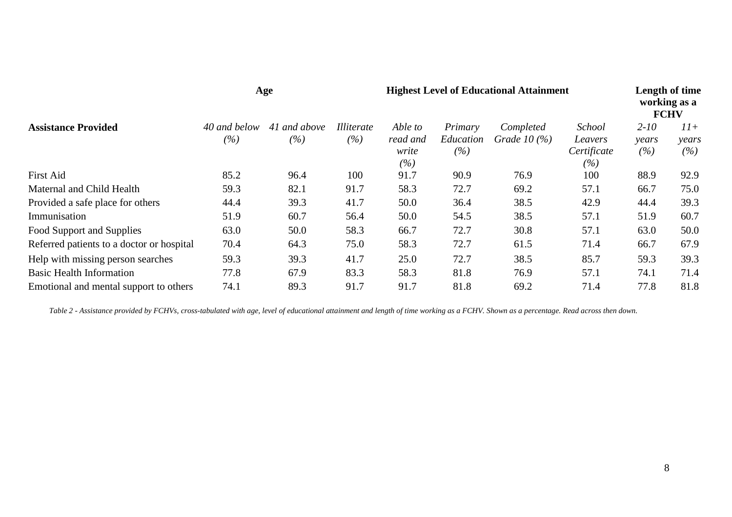| Assistance Provided | Age | | Highest Level of Educational Attainment | | | | | Length of time working as a FCHV | |
|---|---|---|---|---|---|---|---|---|---|
| | *40 and below (%)* | *41 and above (%)* | *Illiterate (%)* | *Able to read and write (%)* | *Primary Education (%)* | *Completed Grade 10 (%)* | *School Leavers Certificate (%)* | *2-10 years (%)* | *11+ years (%)* |
| First Aid | 85.2 | 96.4 | 100 | 91.7 | 90.9 | 76.9 | 100 | 88.9 | 92.9 |
| Maternal and Child Health | 59.3 | 82.1 | 91.7 | 58.3 | 72.7 | 69.2 | 57.1 | 66.7 | 75.0 |
| Provided a safe place for others | 44.4 | 39.3 | 41.7 | 50.0 | 36.4 | 38.5 | 42.9 | 44.4 | 39.3 |
| Immunisation | 51.9 | 60.7 | 56.4 | 50.0 | 54.5 | 38.5 | 57.1 | 51.9 | 60.7 |
| Food Support and Supplies | 63.0 | 50.0 | 58.3 | 66.7 | 72.7 | 30.8 | 57.1 | 63.0 | 50.0 |
| Referred patients to a doctor or hospital | 70.4 | 64.3 | 75.0 | 58.3 | 72.7 | 61.5 | 71.4 | 66.7 | 67.9 |
| Help with missing person searches | 59.3 | 39.3 | 41.7 | 25.0 | 72.7 | 38.5 | 85.7 | 59.3 | 39.3 |
| Basic Health Information | 77.8 | 67.9 | 83.3 | 58.3 | 81.8 | 76.9 | 57.1 | 74.1 | 71.4 |
| Emotional and mental support to others | 74.1 | 89.3 | 91.7 | 91.7 | 81.8 | 69.2 | 71.4 | 77.8 | 81.8 |

*Table 2 - Assistance provided by FCHVs, cross-tabulated with age, level of educational attainment and length of time working as a FCHV. Shown as a percentage. Read across then down.*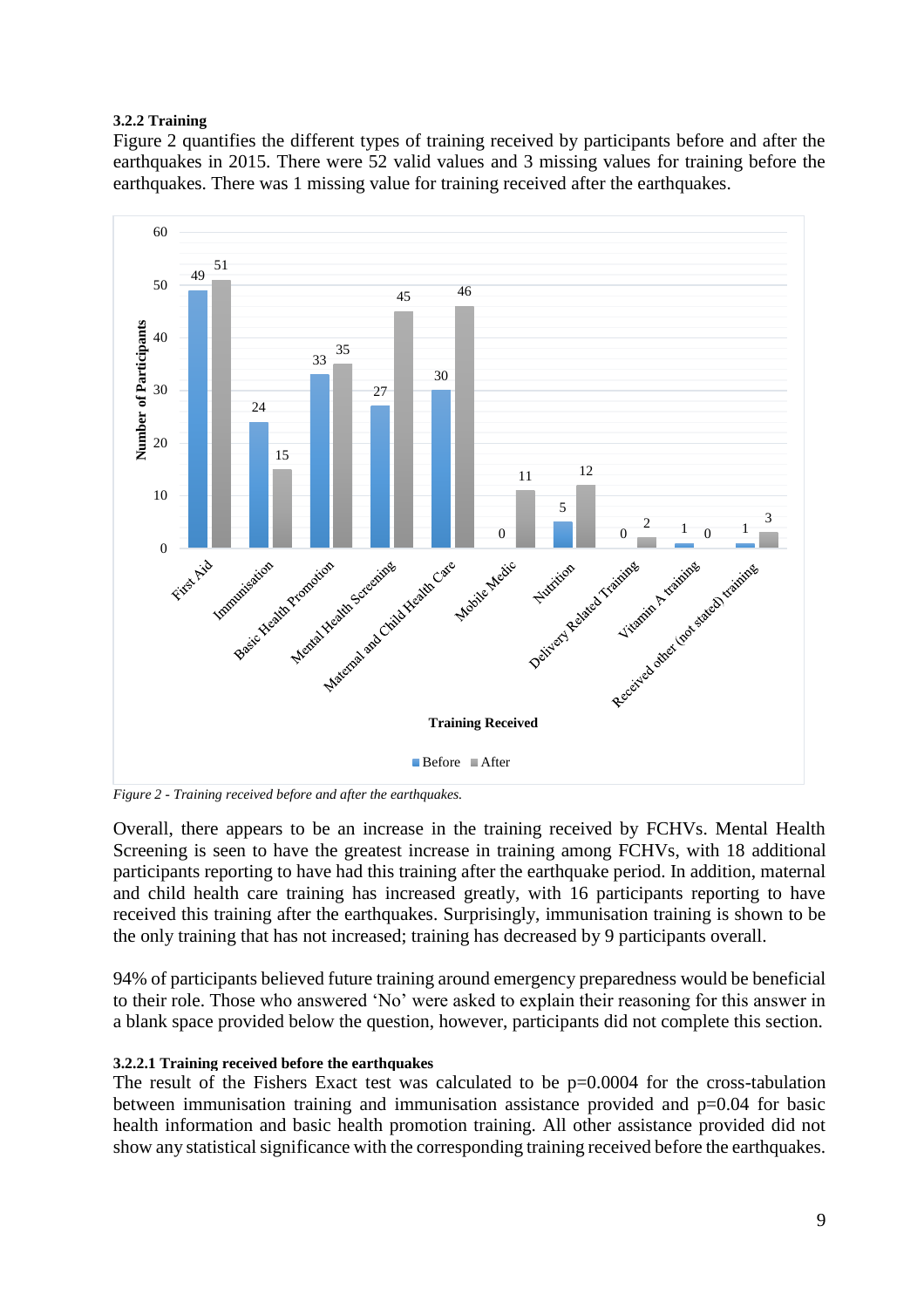### 3.2.2 Training

Figure 2 quantifies the different types of training received by participants before and after the earthquakes in 2015. There were 52 valid values and 3 missing values for training before the earthquakes. There was 1 missing value for training received after the earthquakes.

*Figure 2 - Training received before and after the earthquakes.*

Overall, there appears to be an increase in the training received by FCHVs. Mental Health Screening is seen to have the greatest increase in training among FCHVs, with 18 additional participants reporting to have had this training after the earthquake period. In addition, maternal and child health care training has increased greatly, with 16 participants reporting to have received this training after the earthquakes. Surprisingly, immunisation training is shown to be the only training that has not increased; training has decreased by 9 participants overall.

94% of participants believed future training around emergency preparedness would be beneficial to their role. Those who answered 'No' were asked to explain their reasoning for this answer in a blank space provided below the question, however, participants did not complete this section.

#### 3.2.2.1 Training received before the earthquakes

The result of the Fishers Exact test was calculated to be $p=0.0004$ for the cross-tabulation between immunisation training and immunisation assistance provided and $p=0.04$ for basic health information and basic health promotion training. All other assistance provided did not show any statistical significance with the corresponding training received before the earthquakes.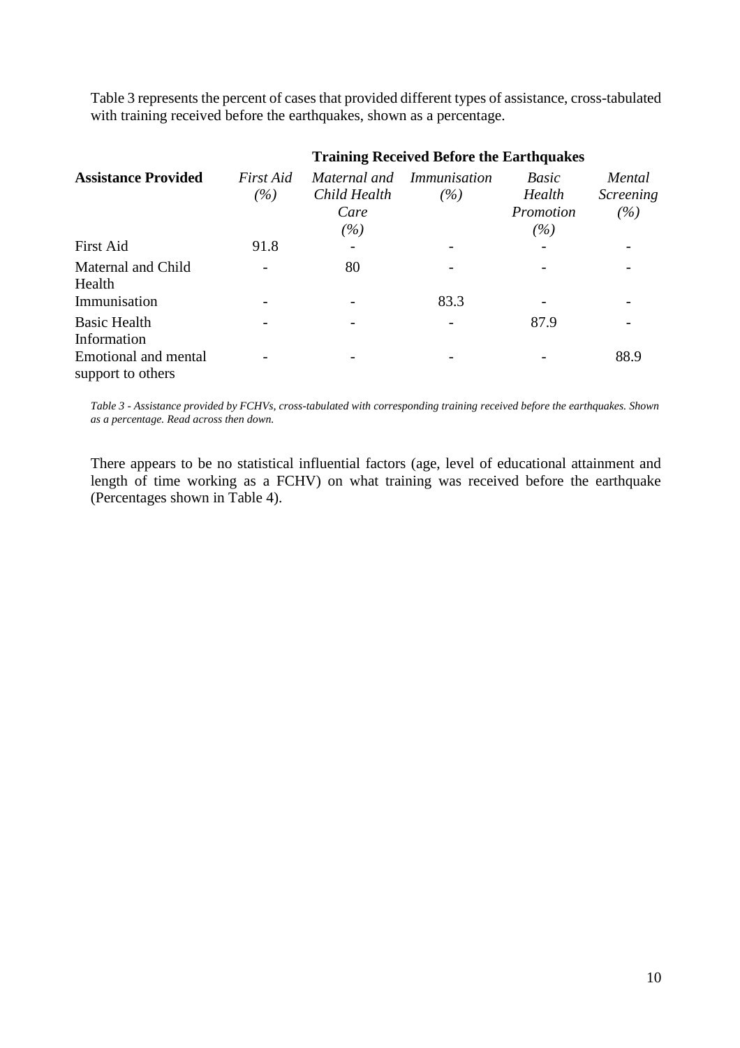Table 3 represents the percent of cases that provided different types of assistance, cross-tabulated with training received before the earthquakes, shown as a percentage.

| | **Training Received Before the Earthquakes** | | | | |
|---|---|---|---|---|---|
| **Assistance Provided** | *First Aid (%)* | *Maternal and Child Health Care (%)* | *Immunisation (%)* | *Basic Health Promotion (%)* | *Mental Screening (%)* |
| First Aid | 91.8 | - | - | - | - |
| Maternal and Child Health | - | 80 | - | - | - |
| Immunisation | - | - | 83.3 | - | - |
| Basic Health Information | - | - | - | 87.9 | - |
| Emotional and mental support to others | - | - | - | - | 88.9 |

*Table 3 - Assistance provided by FCHVs, cross-tabulated with corresponding training received before the earthquakes. Shown as a percentage. Read across then down.*

There appears to be no statistical influential factors (age, level of educational attainment and length of time working as a FCHV) on what training was received before the earthquake (Percentages shown in Table 4).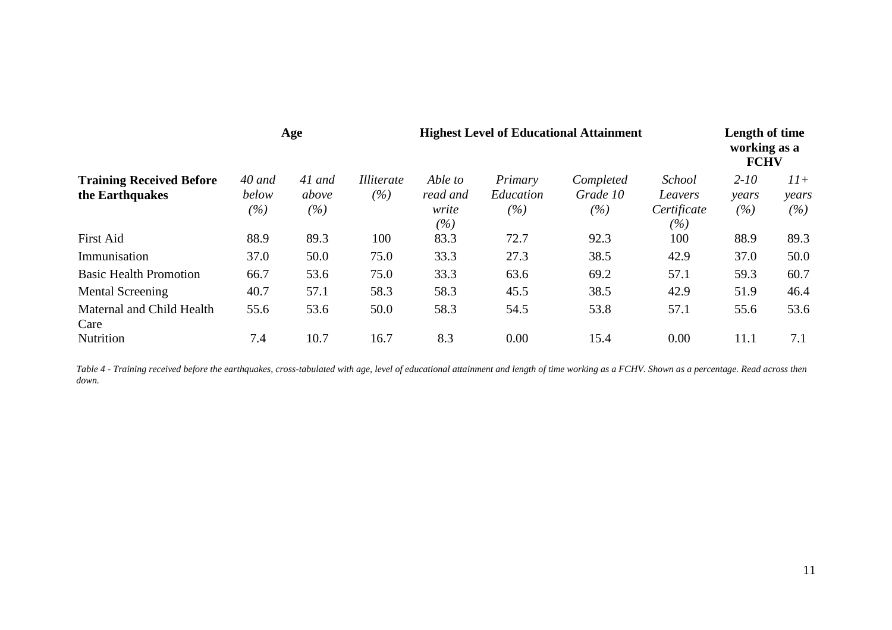| Training Received Before the Earthquakes | Age | | Highest Level of Educational Attainment | | | | | Length of time working as a FCHV | |
|---|---|---|---|---|---|---|---|---|---|
| | *40 and below (%)* | *41 and above (%)* | *Illiterate (%)* | *Able to read and write (%)* | *Primary Education (%)* | *Completed Grade 10 (%)* | *School Leavers Certificate (%)* | *2-10 years (%)* | *11+ years (%)* |
| First Aid | 88.9 | 89.3 | 100 | 83.3 | 72.7 | 92.3 | 100 | 88.9 | 89.3 |
| Immunisation | 37.0 | 50.0 | 75.0 | 33.3 | 27.3 | 38.5 | 42.9 | 37.0 | 50.0 |
| Basic Health Promotion | 66.7 | 53.6 | 75.0 | 33.3 | 63.6 | 69.2 | 57.1 | 59.3 | 60.7 |
| Mental Screening | 40.7 | 57.1 | 58.3 | 58.3 | 45.5 | 38.5 | 42.9 | 51.9 | 46.4 |
| Maternal and Child Health Care | 55.6 | 53.6 | 50.0 | 58.3 | 54.5 | 53.8 | 57.1 | 55.6 | 53.6 |
| Nutrition | 7.4 | 10.7 | 16.7 | 8.3 | 0.00 | 15.4 | 0.00 | 11.1 | 7.1 |

*Table 4 - Training received before the earthquakes, cross-tabulated with age, level of educational attainment and length of time working as a FCHV. Shown as a percentage. Read across then down.*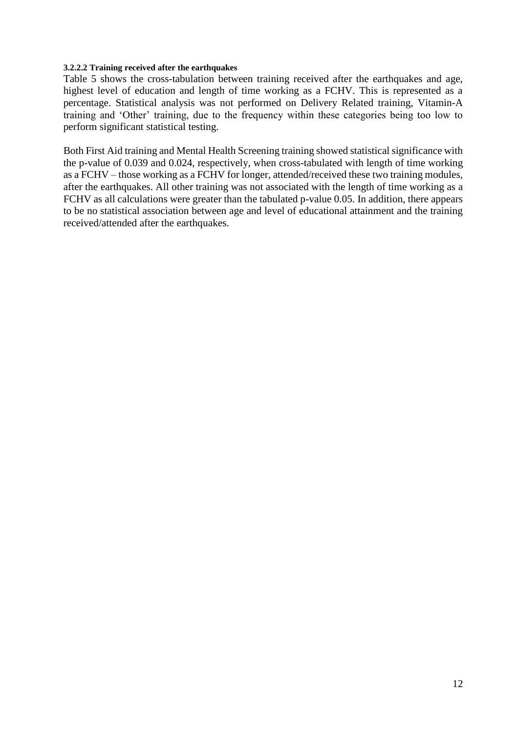#### 3.2.2.2 Training received after the earthquakes

Table 5 shows the cross-tabulation between training received after the earthquakes and age, highest level of education and length of time working as a FCHV. This is represented as a percentage. Statistical analysis was not performed on Delivery Related training, Vitamin-A training and 'Other' training, due to the frequency within these categories being too low to perform significant statistical testing.

Both First Aid training and Mental Health Screening training showed statistical significance with the p-value of 0.039 and 0.024, respectively, when cross-tabulated with length of time working as a FCHV – those working as a FCHV for longer, attended/received these two training modules, after the earthquakes. All other training was not associated with the length of time working as a FCHV as all calculations were greater than the tabulated p-value 0.05. In addition, there appears to be no statistical association between age and level of educational attainment and the training received/attended after the earthquakes.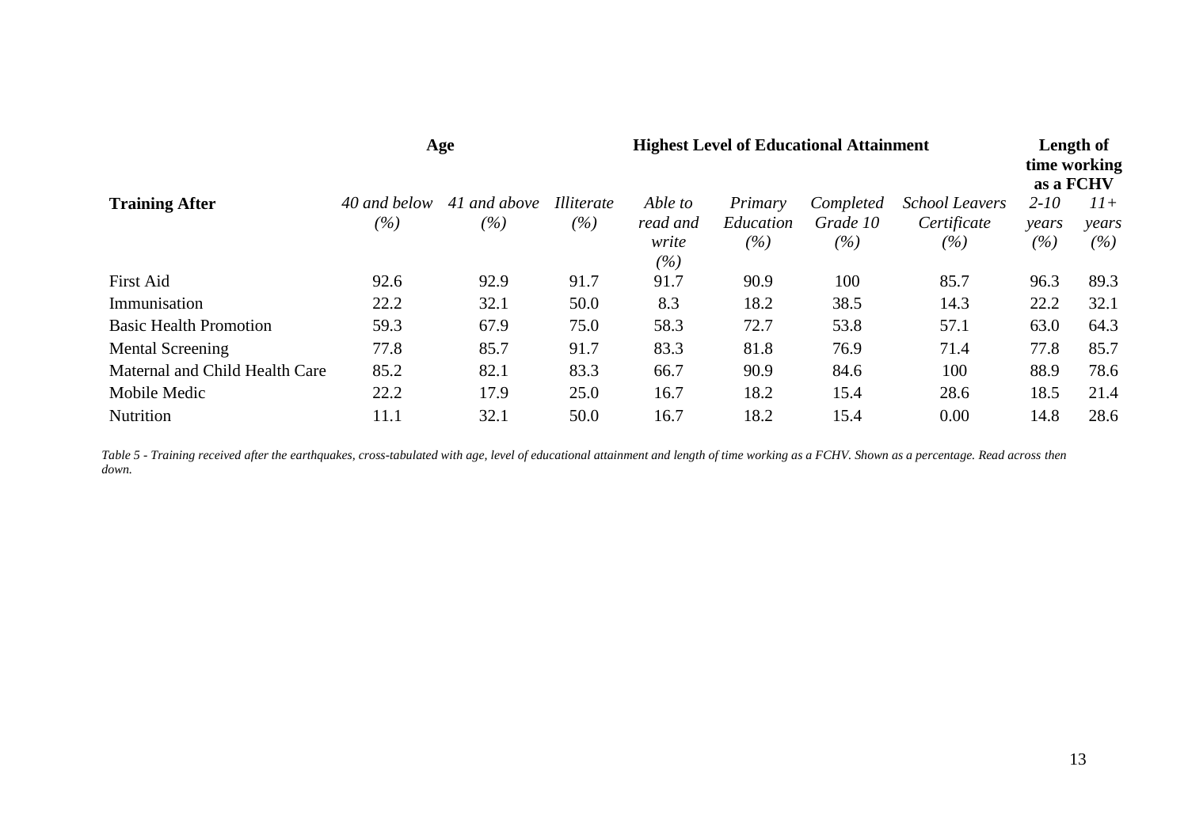| Training After | Age | | Highest Level of Educational Attainment | | | | | Length of time working as a FCHV | |
|---|---|---|---|---|---|---|---|---|---|
| | *40 and below (%)* | *41 and above (%)* | *Illiterate (%)* | *Able to read and write (%)* | *Primary Education (%)* | *Completed Grade 10 (%)* | *School Leavers Certificate (%)* | *2-10 years (%)* | *11+ years (%)* |
| First Aid | 92.6 | 92.9 | 91.7 | 91.7 | 90.9 | 100 | 85.7 | 96.3 | 89.3 |
| Immunisation | 22.2 | 32.1 | 50.0 | 8.3 | 18.2 | 38.5 | 14.3 | 22.2 | 32.1 |
| Basic Health Promotion | 59.3 | 67.9 | 75.0 | 58.3 | 72.7 | 53.8 | 57.1 | 63.0 | 64.3 |
| Mental Screening | 77.8 | 85.7 | 91.7 | 83.3 | 81.8 | 76.9 | 71.4 | 77.8 | 85.7 |
| Maternal and Child Health Care | 85.2 | 82.1 | 83.3 | 66.7 | 90.9 | 84.6 | 100 | 88.9 | 78.6 |
| Mobile Medic | 22.2 | 17.9 | 25.0 | 16.7 | 18.2 | 15.4 | 28.6 | 18.5 | 21.4 |
| Nutrition | 11.1 | 32.1 | 50.0 | 16.7 | 18.2 | 15.4 | 0.00 | 14.8 | 28.6 |

*Table 5 - Training received after the earthquakes, cross-tabulated with age, level of educational attainment and length of time working as a FCHV. Shown as a percentage. Read across then down.*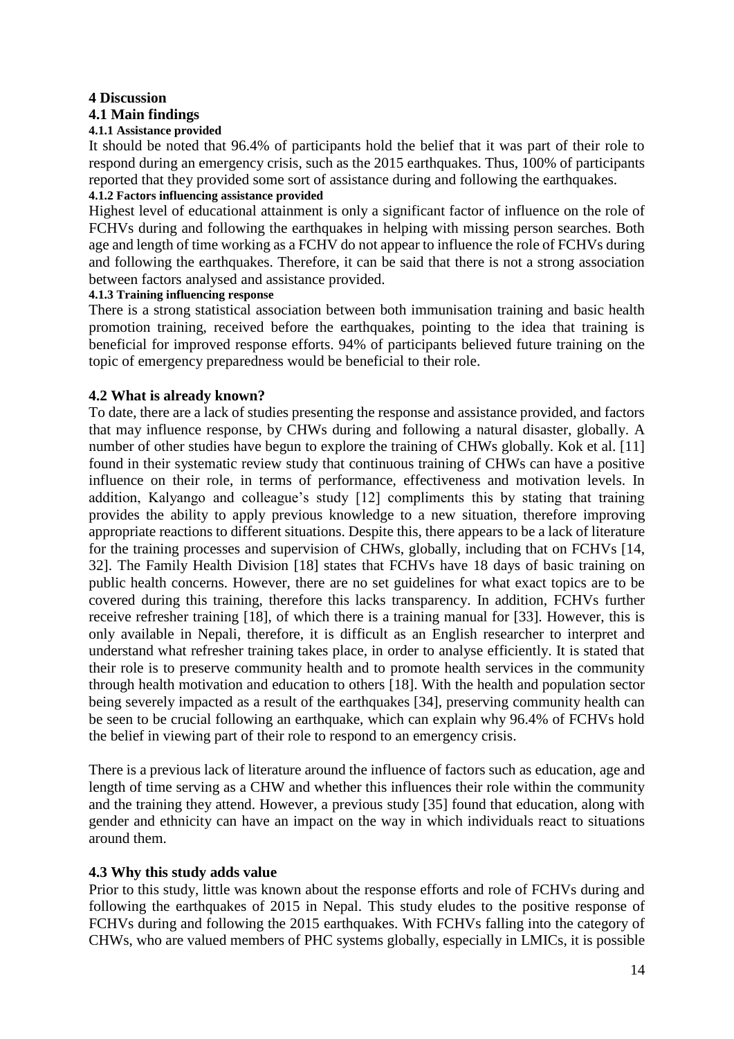# 4 Discussion

## 4.1 Main findings

### 4.1.1 Assistance provided

It should be noted that 96.4% of participants hold the belief that it was part of their role to respond during an emergency crisis, such as the 2015 earthquakes. Thus, 100% of participants reported that they provided some sort of assistance during and following the earthquakes.

### 4.1.2 Factors influencing assistance provided

Highest level of educational attainment is only a significant factor of influence on the role of FCHVs during and following the earthquakes in helping with missing person searches. Both age and length of time working as a FCHV do not appear to influence the role of FCHVs during and following the earthquakes. Therefore, it can be said that there is not a strong association between factors analysed and assistance provided.

### 4.1.3 Training influencing response

There is a strong statistical association between both immunisation training and basic health promotion training, received before the earthquakes, pointing to the idea that training is beneficial for improved response efforts. 94% of participants believed future training on the topic of emergency preparedness would be beneficial to their role.

## 4.2 What is already known?

To date, there are a lack of studies presenting the response and assistance provided, and factors that may influence response, by CHWs during and following a natural disaster, globally. A number of other studies have begun to explore the training of CHWs globally. Kok et al. [11] found in their systematic review study that continuous training of CHWs can have a positive influence on their role, in terms of performance, effectiveness and motivation levels. In addition, Kalyango and colleague's study [12] compliments this by stating that training provides the ability to apply previous knowledge to a new situation, therefore improving appropriate reactions to different situations. Despite this, there appears to be a lack of literature for the training processes and supervision of CHWs, globally, including that on FCHVs [14, 32]. The Family Health Division [18] states that FCHVs have 18 days of basic training on public health concerns. However, there are no set guidelines for what exact topics are to be covered during this training, therefore this lacks transparency. In addition, FCHVs further receive refresher training [18], of which there is a training manual for [33]. However, this is only available in Nepali, therefore, it is difficult as an English researcher to interpret and understand what refresher training takes place, in order to analyse efficiently. It is stated that their role is to preserve community health and to promote health services in the community through health motivation and education to others [18]. With the health and population sector being severely impacted as a result of the earthquakes [34], preserving community health can be seen to be crucial following an earthquake, which can explain why 96.4% of FCHVs hold the belief in viewing part of their role to respond to an emergency crisis.

There is a previous lack of literature around the influence of factors such as education, age and length of time serving as a CHW and whether this influences their role within the community and the training they attend. However, a previous study [35] found that education, along with gender and ethnicity can have an impact on the way in which individuals react to situations around them.

## 4.3 Why this study adds value

Prior to this study, little was known about the response efforts and role of FCHVs during and following the earthquakes of 2015 in Nepal. This study eludes to the positive response of FCHVs during and following the 2015 earthquakes. With FCHVs falling into the category of CHWs, who are valued members of PHC systems globally, especially in LMICs, it is possible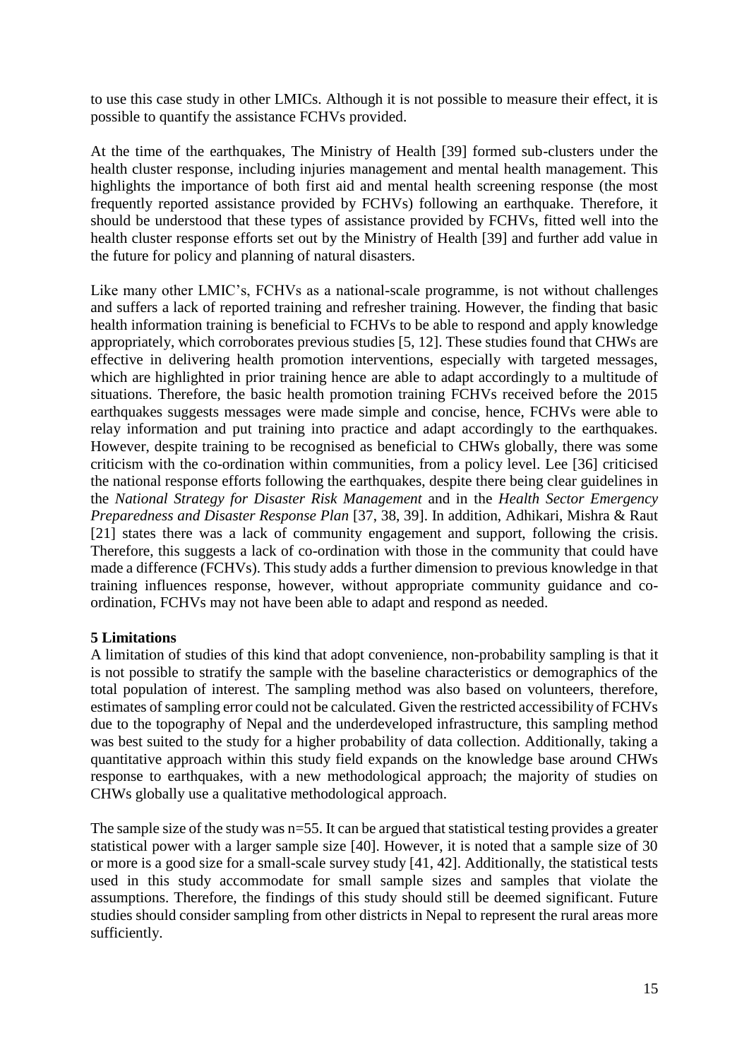to use this case study in other LMICs. Although it is not possible to measure their effect, it is possible to quantify the assistance FCHVs provided.

At the time of the earthquakes, The Ministry of Health [39] formed sub-clusters under the health cluster response, including injuries management and mental health management. This highlights the importance of both first aid and mental health screening response (the most frequently reported assistance provided by FCHVs) following an earthquake. Therefore, it should be understood that these types of assistance provided by FCHVs, fitted well into the health cluster response efforts set out by the Ministry of Health [39] and further add value in the future for policy and planning of natural disasters.

Like many other LMIC's, FCHVs as a national-scale programme, is not without challenges and suffers a lack of reported training and refresher training. However, the finding that basic health information training is beneficial to FCHVs to be able to respond and apply knowledge appropriately, which corroborates previous studies [5, 12]. These studies found that CHWs are effective in delivering health promotion interventions, especially with targeted messages, which are highlighted in prior training hence are able to adapt accordingly to a multitude of situations. Therefore, the basic health promotion training FCHVs received before the 2015 earthquakes suggests messages were made simple and concise, hence, FCHVs were able to relay information and put training into practice and adapt accordingly to the earthquakes. However, despite training to be recognised as beneficial to CHWs globally, there was some criticism with the co-ordination within communities, from a policy level. Lee [36] criticised the national response efforts following the earthquakes, despite there being clear guidelines in the *National Strategy for Disaster Risk Management* and in the *Health Sector Emergency Preparedness and Disaster Response Plan* [37, 38, 39]. In addition, Adhikari, Mishra & Raut [21] states there was a lack of community engagement and support, following the crisis. Therefore, this suggests a lack of co-ordination with those in the community that could have made a difference (FCHVs). This study adds a further dimension to previous knowledge in that training influences response, however, without appropriate community guidance and co-ordination, FCHVs may not have been able to adapt and respond as needed.

## 5 Limitations

A limitation of studies of this kind that adopt convenience, non-probability sampling is that it is not possible to stratify the sample with the baseline characteristics or demographics of the total population of interest. The sampling method was also based on volunteers, therefore, estimates of sampling error could not be calculated. Given the restricted accessibility of FCHVs due to the topography of Nepal and the underdeveloped infrastructure, this sampling method was best suited to the study for a higher probability of data collection. Additionally, taking a quantitative approach within this study field expands on the knowledge base around CHWs response to earthquakes, with a new methodological approach; the majority of studies on CHWs globally use a qualitative methodological approach.

The sample size of the study was n=55. It can be argued that statistical testing provides a greater statistical power with a larger sample size [40]. However, it is noted that a sample size of 30 or more is a good size for a small-scale survey study [41, 42]. Additionally, the statistical tests used in this study accommodate for small sample sizes and samples that violate the assumptions. Therefore, the findings of this study should still be deemed significant. Future studies should consider sampling from other districts in Nepal to represent the rural areas more sufficiently.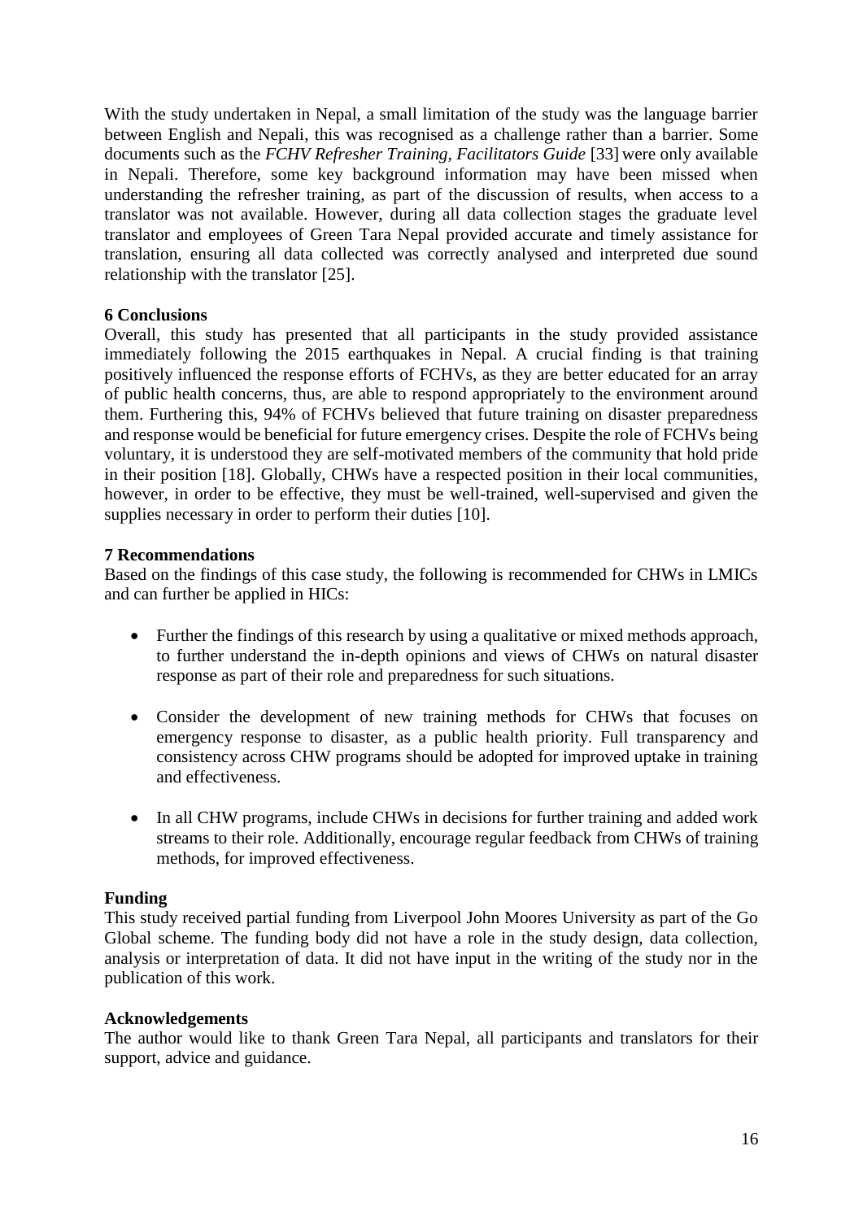With the study undertaken in Nepal, a small limitation of the study was the language barrier between English and Nepali, this was recognised as a challenge rather than a barrier. Some documents such as the *FCHV Refresher Training, Facilitators Guide* [33] were only available in Nepali. Therefore, some key background information may have been missed when understanding the refresher training, as part of the discussion of results, when access to a translator was not available. However, during all data collection stages the graduate level translator and employees of Green Tara Nepal provided accurate and timely assistance for translation, ensuring all data collected was correctly analysed and interpreted due sound relationship with the translator [25].

## 6 Conclusions

Overall, this study has presented that all participants in the study provided assistance immediately following the 2015 earthquakes in Nepal. A crucial finding is that training positively influenced the response efforts of FCHVs, as they are better educated for an array of public health concerns, thus, are able to respond appropriately to the environment around them. Furthering this, 94% of FCHVs believed that future training on disaster preparedness and response would be beneficial for future emergency crises. Despite the role of FCHVs being voluntary, it is understood they are self-motivated members of the community that hold pride in their position [18]. Globally, CHWs have a respected position in their local communities, however, in order to be effective, they must be well-trained, well-supervised and given the supplies necessary in order to perform their duties [10].

## 7 Recommendations

Based on the findings of this case study, the following is recommended for CHWs in LMICs and can further be applied in HICs:

- Further the findings of this research by using a qualitative or mixed methods approach, to further understand the in-depth opinions and views of CHWs on natural disaster response as part of their role and preparedness for such situations.
- Consider the development of new training methods for CHWs that focuses on emergency response to disaster, as a public health priority. Full transparency and consistency across CHW programs should be adopted for improved uptake in training and effectiveness.
- In all CHW programs, include CHWs in decisions for further training and added work streams to their role. Additionally, encourage regular feedback from CHWs of training methods, for improved effectiveness.

## Funding

This study received partial funding from Liverpool John Moores University as part of the Go Global scheme. The funding body did not have a role in the study design, data collection, analysis or interpretation of data. It did not have input in the writing of the study nor in the publication of this work.

## Acknowledgements

The author would like to thank Green Tara Nepal, all participants and translators for their support, advice and guidance.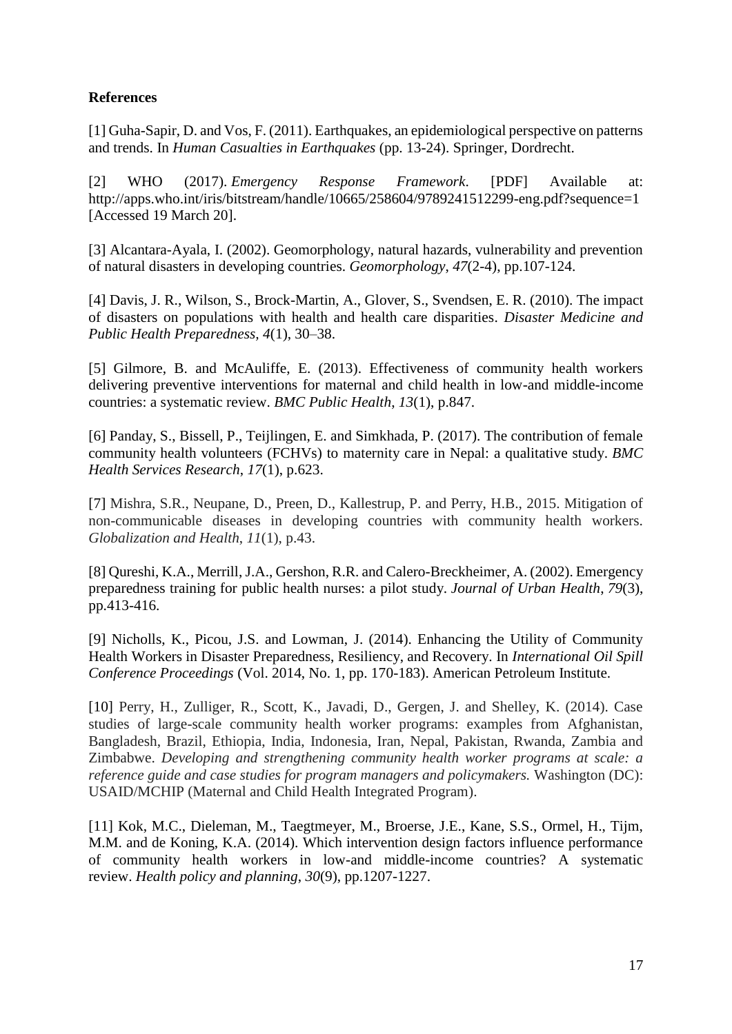**References**

[1] Guha-Sapir, D. and Vos, F. (2011). Earthquakes, an epidemiological perspective on patterns and trends. In *Human Casualties in Earthquakes* (pp. 13-24). Springer, Dordrecht.

[2] WHO (2017). *Emergency Response Framework*. [PDF] Available at: http://apps.who.int/iris/bitstream/handle/10665/258604/9789241512299-eng.pdf?sequence=1 [Accessed 19 March 20].

[3] Alcantara-Ayala, I. (2002). Geomorphology, natural hazards, vulnerability and prevention of natural disasters in developing countries. *Geomorphology*, *47*(2-4), pp.107-124.

[4] Davis, J. R., Wilson, S., Brock-Martin, A., Glover, S., Svendsen, E. R. (2010). The impact of disasters on populations with health and health care disparities. *Disaster Medicine and Public Health Preparedness, 4*(1), 30–38.

[5] Gilmore, B. and McAuliffe, E. (2013). Effectiveness of community health workers delivering preventive interventions for maternal and child health in low-and middle-income countries: a systematic review. *BMC Public Health*, *13*(1), p.847.

[6] Panday, S., Bissell, P., Teijlingen, E. and Simkhada, P. (2017). The contribution of female community health volunteers (FCHVs) to maternity care in Nepal: a qualitative study. *BMC Health Services Research*, *17*(1), p.623.

[7] Mishra, S.R., Neupane, D., Preen, D., Kallestrup, P. and Perry, H.B., 2015. Mitigation of non-communicable diseases in developing countries with community health workers. *Globalization and Health*, *11*(1), p.43.

[8] Qureshi, K.A., Merrill, J.A., Gershon, R.R. and Calero-Breckheimer, A. (2002). Emergency preparedness training for public health nurses: a pilot study. *Journal of Urban Health*, *79*(3), pp.413-416.

[9] Nicholls, K., Picou, J.S. and Lowman, J. (2014). Enhancing the Utility of Community Health Workers in Disaster Preparedness, Resiliency, and Recovery. In *International Oil Spill Conference Proceedings* (Vol. 2014, No. 1, pp. 170-183). American Petroleum Institute.

[10] Perry, H., Zulliger, R., Scott, K., Javadi, D., Gergen, J. and Shelley, K. (2014). Case studies of large-scale community health worker programs: examples from Afghanistan, Bangladesh, Brazil, Ethiopia, India, Indonesia, Iran, Nepal, Pakistan, Rwanda, Zambia and Zimbabwe. *Developing and strengthening community health worker programs at scale: a reference guide and case studies for program managers and policymakers.* Washington (DC): USAID/MCHIP (Maternal and Child Health Integrated Program).

[11] Kok, M.C., Dieleman, M., Taegtmeyer, M., Broerse, J.E., Kane, S.S., Ormel, H., Tijm, M.M. and de Koning, K.A. (2014). Which intervention design factors influence performance of community health workers in low-and middle-income countries? A systematic review. *Health policy and planning*, *30*(9), pp.1207-1227.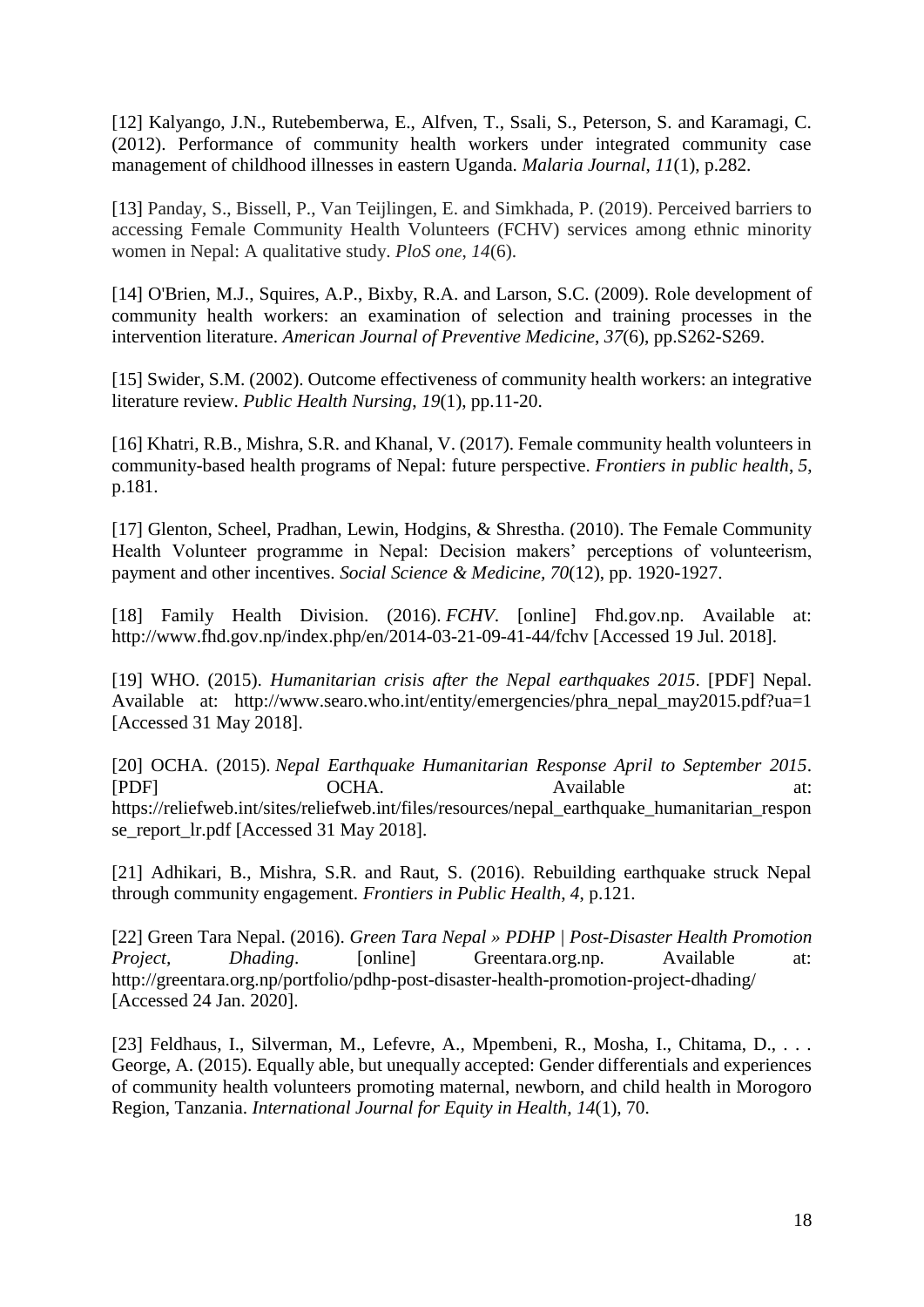[12] Kalyango, J.N., Rutebemberwa, E., Alfven, T., Ssali, S., Peterson, S. and Karamagi, C. (2012). Performance of community health workers under integrated community case management of childhood illnesses in eastern Uganda. *Malaria Journal*, *11*(1), p.282.

[13] Panday, S., Bissell, P., Van Teijlingen, E. and Simkhada, P. (2019). Perceived barriers to accessing Female Community Health Volunteers (FCHV) services among ethnic minority women in Nepal: A qualitative study. *PloS one*, *14*(6).

[14] O'Brien, M.J., Squires, A.P., Bixby, R.A. and Larson, S.C. (2009). Role development of community health workers: an examination of selection and training processes in the intervention literature. *American Journal of Preventive Medicine*, *37*(6), pp.S262-S269.

[15] Swider, S.M. (2002). Outcome effectiveness of community health workers: an integrative literature review. *Public Health Nursing*, *19*(1), pp.11-20.

[16] Khatri, R.B., Mishra, S.R. and Khanal, V. (2017). Female community health volunteers in community-based health programs of Nepal: future perspective. *Frontiers in public health*, *5*, p.181.

[17] Glenton, Scheel, Pradhan, Lewin, Hodgins, & Shrestha. (2010). The Female Community Health Volunteer programme in Nepal: Decision makers' perceptions of volunteerism, payment and other incentives. *Social Science & Medicine, 70*(12), pp. 1920-1927.

[18] Family Health Division. (2016). *FCHV*. [online] Fhd.gov.np. Available at: http://www.fhd.gov.np/index.php/en/2014-03-21-09-41-44/fchv [Accessed 19 Jul. 2018].

[19] WHO. (2015). *Humanitarian crisis after the Nepal earthquakes 2015*. [PDF] Nepal. Available at: http://www.searo.who.int/entity/emergencies/phra_nepal_may2015.pdf?ua=1 [Accessed 31 May 2018].

[20] OCHA. (2015). *Nepal Earthquake Humanitarian Response April to September 2015*. [PDF] OCHA. Available at: https://reliefweb.int/sites/reliefweb.int/files/resources/nepal_earthquake_humanitarian_response_report_lr.pdf [Accessed 31 May 2018].

[21] Adhikari, B., Mishra, S.R. and Raut, S. (2016). Rebuilding earthquake struck Nepal through community engagement. *Frontiers in Public Health*, *4*, p.121.

[22] Green Tara Nepal. (2016). *Green Tara Nepal » PDHP | Post-Disaster Health Promotion Project, Dhading*. [online] Greentara.org.np. Available at: http://greentara.org.np/portfolio/pdhp-post-disaster-health-promotion-project-dhading/ [Accessed 24 Jan. 2020].

[23] Feldhaus, I., Silverman, M., Lefevre, A., Mpembeni, R., Mosha, I., Chitama, D., . . . George, A. (2015). Equally able, but unequally accepted: Gender differentials and experiences of community health volunteers promoting maternal, newborn, and child health in Morogoro Region, Tanzania. *International Journal for Equity in Health, 14*(1), 70.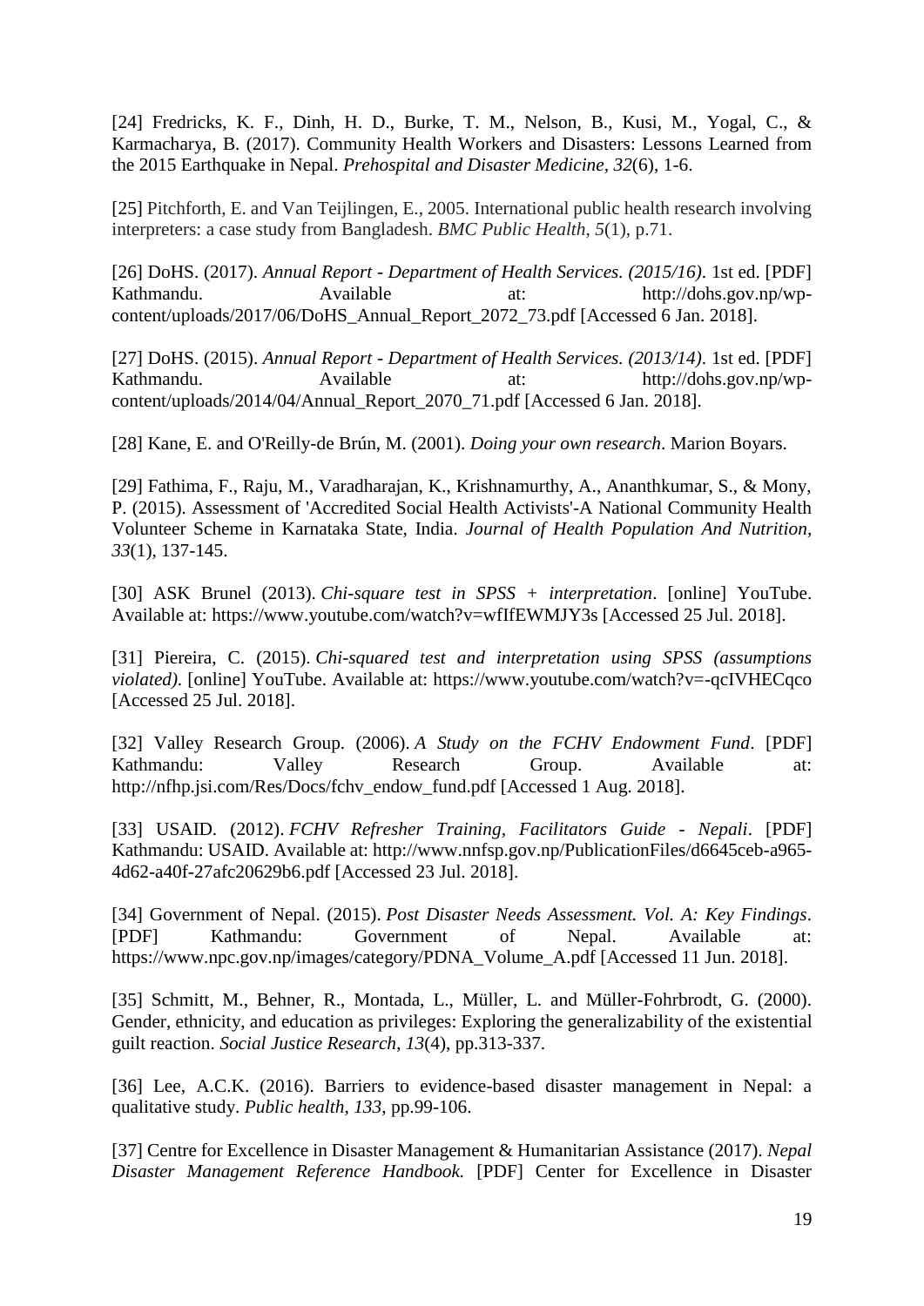[24] Fredricks, K. F., Dinh, H. D., Burke, T. M., Nelson, B., Kusi, M., Yogal, C., & Karmacharya, B. (2017). Community Health Workers and Disasters: Lessons Learned from the 2015 Earthquake in Nepal. *Prehospital and Disaster Medicine*, *32*(6), 1-6.

[25] Pitchforth, E. and Van Teijlingen, E., 2005. International public health research involving interpreters: a case study from Bangladesh. *BMC Public Health*, *5*(1), p.71.

[26] DoHS. (2017). *Annual Report - Department of Health Services. (2015/16)*. 1st ed. [PDF] Kathmandu. Available at: http://dohs.gov.np/wp-content/uploads/2017/06/DoHS_Annual_Report_2072_73.pdf [Accessed 6 Jan. 2018].

[27] DoHS. (2015). *Annual Report - Department of Health Services. (2013/14)*. 1st ed. [PDF] Kathmandu. Available at: http://dohs.gov.np/wp-content/uploads/2014/04/Annual_Report_2070_71.pdf [Accessed 6 Jan. 2018].

[28] Kane, E. and O'Reilly-de Brún, M. (2001). *Doing your own research*. Marion Boyars.

[29] Fathima, F., Raju, M., Varadharajan, K., Krishnamurthy, A., Ananthkumar, S., & Mony, P. (2015). Assessment of 'Accredited Social Health Activists'-A National Community Health Volunteer Scheme in Karnataka State, India. *Journal of Health Population And Nutrition*, *33*(1), 137-145.

[30] ASK Brunel (2013). *Chi-square test in SPSS + interpretation*. [online] YouTube. Available at: https://www.youtube.com/watch?v=wfIfEWMJY3s [Accessed 25 Jul. 2018].

[31] Piereira, C. (2015). *Chi-squared test and interpretation using SPSS (assumptions violated)*. [online] YouTube. Available at: https://www.youtube.com/watch?v=-qcIVHECqco [Accessed 25 Jul. 2018].

[32] Valley Research Group. (2006). *A Study on the FCHV Endowment Fund*. [PDF] Kathmandu: Valley Research Group. Available at: http://nfhp.jsi.com/Res/Docs/fchv_endow_fund.pdf [Accessed 1 Aug. 2018].

[33] USAID. (2012). *FCHV Refresher Training, Facilitators Guide - Nepali*. [PDF] Kathmandu: USAID. Available at: http://www.nnfsp.gov.np/PublicationFiles/d6645ceb-a965-4d62-a40f-27afc20629b6.pdf [Accessed 23 Jul. 2018].

[34] Government of Nepal. (2015). *Post Disaster Needs Assessment. Vol. A: Key Findings*. [PDF] Kathmandu: Government of Nepal. Available at: https://www.npc.gov.np/images/category/PDNA_Volume_A.pdf [Accessed 11 Jun. 2018].

[35] Schmitt, M., Behner, R., Montada, L., Müller, L. and Müller-Fohrbrodt, G. (2000). Gender, ethnicity, and education as privileges: Exploring the generalizability of the existential guilt reaction. *Social Justice Research*, *13*(4), pp.313-337.

[36] Lee, A.C.K. (2016). Barriers to evidence-based disaster management in Nepal: a qualitative study. *Public health*, *133*, pp.99-106.

[37] Centre for Excellence in Disaster Management & Humanitarian Assistance (2017). *Nepal Disaster Management Reference Handbook.* [PDF] Center for Excellence in Disaster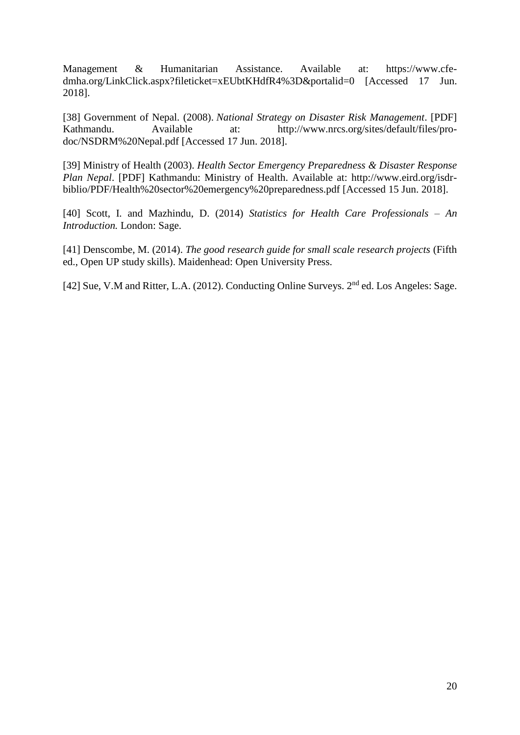Management & Humanitarian Assistance. Available at: https://www.cfe-dmha.org/LinkClick.aspx?fileticket=xEUbtKHdfR4%3D&portalid=0 [Accessed 17 Jun. 2018].

[38] Government of Nepal. (2008). *National Strategy on Disaster Risk Management*. [PDF] Kathmandu. Available at: http://www.nrcs.org/sites/default/files/pro-doc/NSDRM%20Nepal.pdf [Accessed 17 Jun. 2018].

[39] Ministry of Health (2003). *Health Sector Emergency Preparedness & Disaster Response Plan Nepal*. [PDF] Kathmandu: Ministry of Health. Available at: http://www.eird.org/isdr-biblio/PDF/Health%20sector%20emergency%20preparedness.pdf [Accessed 15 Jun. 2018].

[40] Scott, I. and Mazhindu, D. (2014) *Statistics for Health Care Professionals – An Introduction.* London: Sage.

[41] Denscombe, M. (2014). *The good research guide for small scale research projects* (Fifth ed., Open UP study skills). Maidenhead: Open University Press.

[42] Sue, V.M and Ritter, L.A. (2012). Conducting Online Surveys. 2nd ed. Los Angeles: Sage.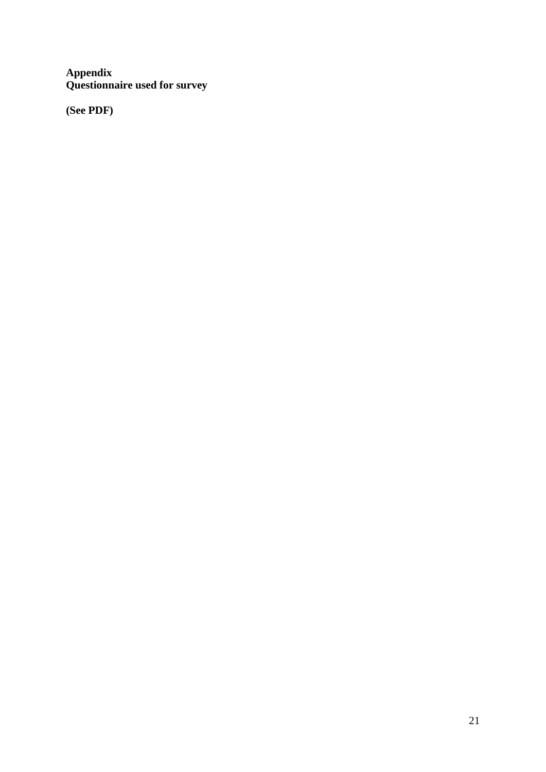**Appendix**
**Questionnaire used for survey**

**(See PDF)**